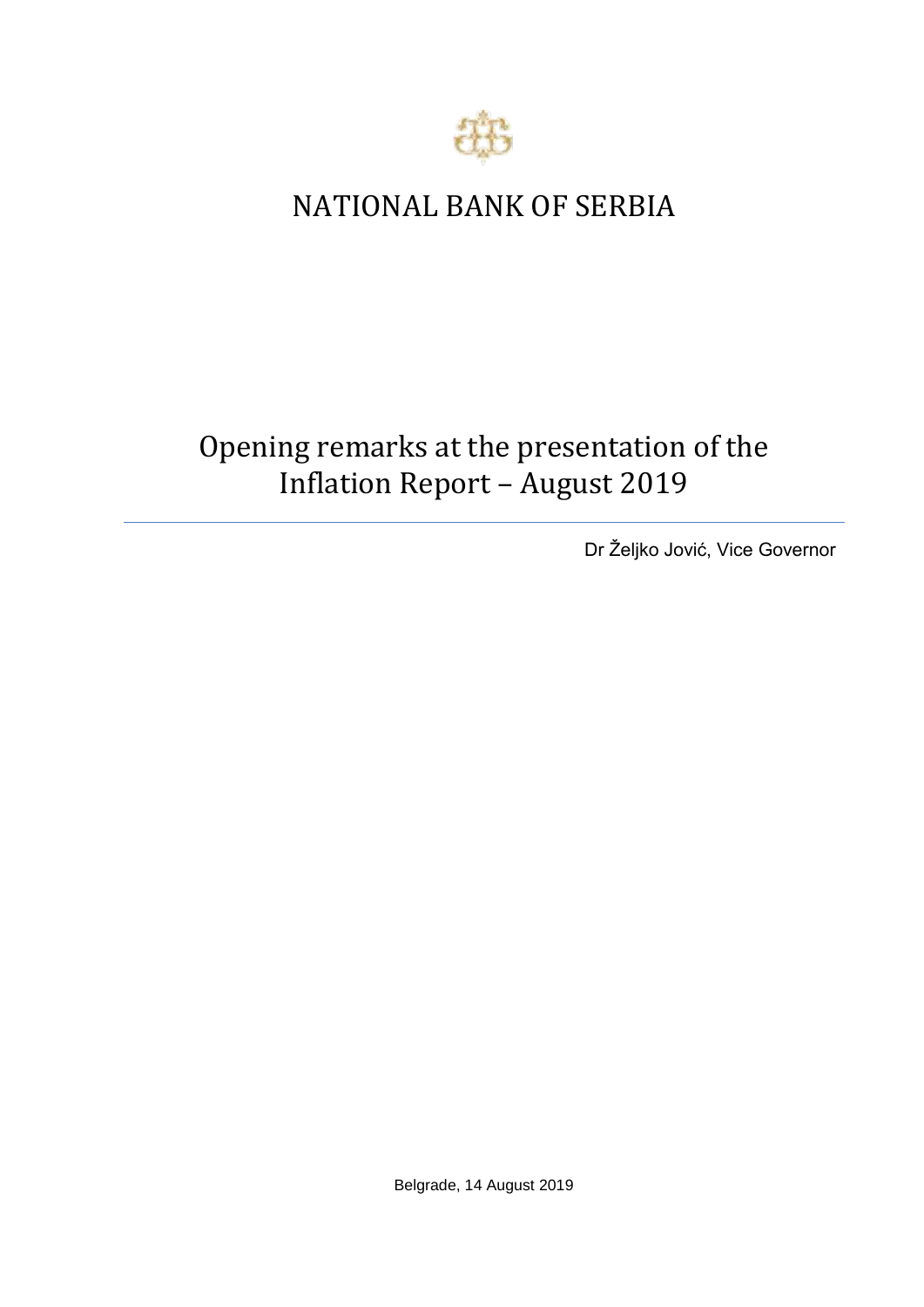# NATIONAL BANK OF SERBIA

## Opening remarks at the presentation of the Inflation Report – August 2019

Dr Željko Jović, Vice Governor

Belgrade, 14 August 2019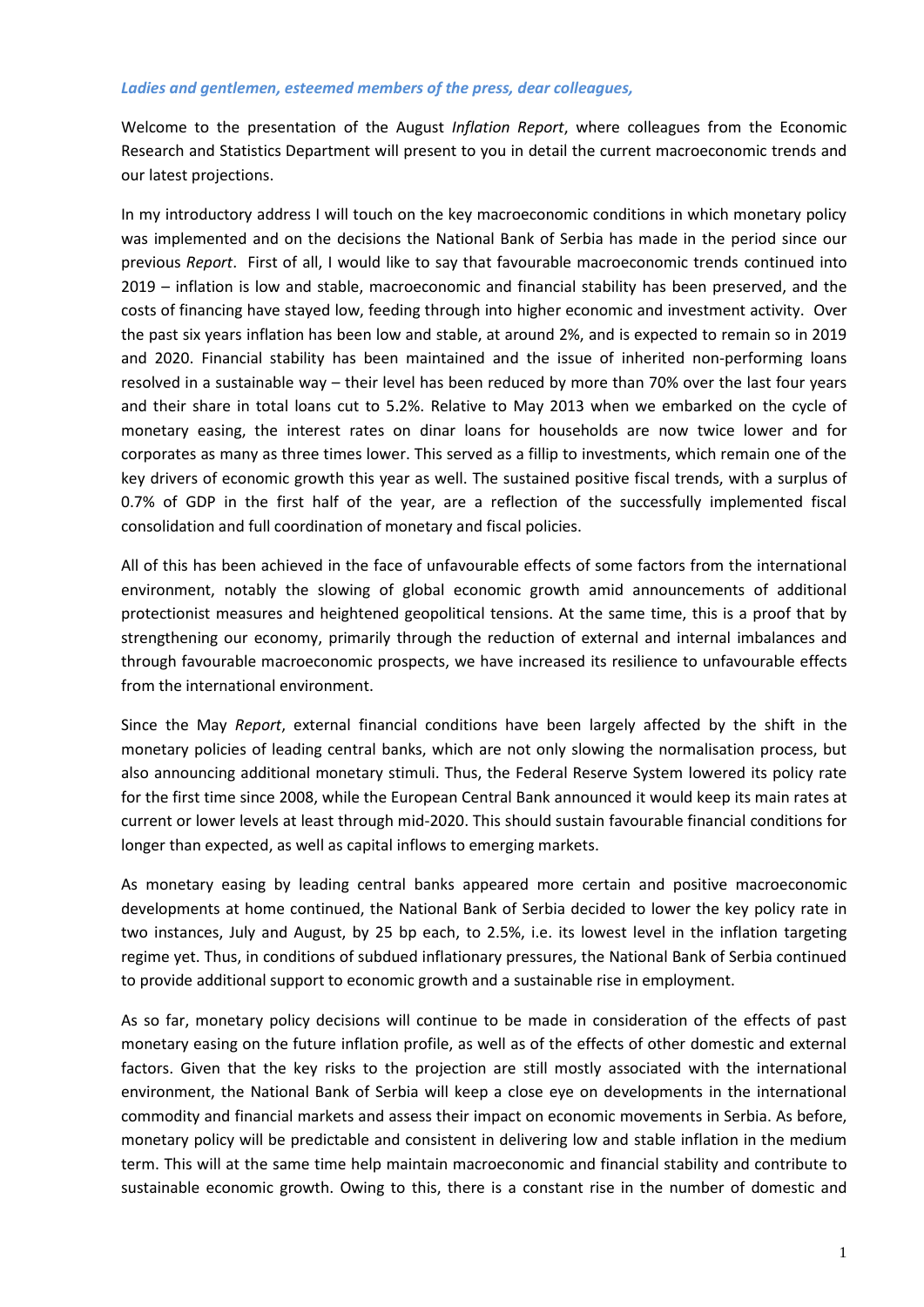*Ladies and gentlemen, esteemed members of the press, dear colleagues,*

Welcome to the presentation of the August *Inflation Report*, where colleagues from the Economic Research and Statistics Department will present to you in detail the current macroeconomic trends and our latest projections.

In my introductory address I will touch on the key macroeconomic conditions in which monetary policy was implemented and on the decisions the National Bank of Serbia has made in the period since our previous *Report*. First of all, I would like to say that favourable macroeconomic trends continued into 2019 – inflation is low and stable, macroeconomic and financial stability has been preserved, and the costs of financing have stayed low, feeding through into higher economic and investment activity. Over the past six years inflation has been low and stable, at around 2%, and is expected to remain so in 2019 and 2020. Financial stability has been maintained and the issue of inherited non-performing loans resolved in a sustainable way – their level has been reduced by more than 70% over the last four years and their share in total loans cut to 5.2%. Relative to May 2013 when we embarked on the cycle of monetary easing, the interest rates on dinar loans for households are now twice lower and for corporates as many as three times lower. This served as a fillip to investments, which remain one of the key drivers of economic growth this year as well. The sustained positive fiscal trends, with a surplus of 0.7% of GDP in the first half of the year, are a reflection of the successfully implemented fiscal consolidation and full coordination of monetary and fiscal policies.

All of this has been achieved in the face of unfavourable effects of some factors from the international environment, notably the slowing of global economic growth amid announcements of additional protectionist measures and heightened geopolitical tensions. At the same time, this is a proof that by strengthening our economy, primarily through the reduction of external and internal imbalances and through favourable macroeconomic prospects, we have increased its resilience to unfavourable effects from the international environment.

Since the May *Report*, external financial conditions have been largely affected by the shift in the monetary policies of leading central banks, which are not only slowing the normalisation process, but also announcing additional monetary stimuli. Thus, the Federal Reserve System lowered its policy rate for the first time since 2008, while the European Central Bank announced it would keep its main rates at current or lower levels at least through mid-2020. This should sustain favourable financial conditions for longer than expected, as well as capital inflows to emerging markets.

As monetary easing by leading central banks appeared more certain and positive macroeconomic developments at home continued, the National Bank of Serbia decided to lower the key policy rate in two instances, July and August, by 25 bp each, to 2.5%, i.e. its lowest level in the inflation targeting regime yet. Thus, in conditions of subdued inflationary pressures, the National Bank of Serbia continued to provide additional support to economic growth and a sustainable rise in employment.

As so far, monetary policy decisions will continue to be made in consideration of the effects of past monetary easing on the future inflation profile, as well as of the effects of other domestic and external factors. Given that the key risks to the projection are still mostly associated with the international environment, the National Bank of Serbia will keep a close eye on developments in the international commodity and financial markets and assess their impact on economic movements in Serbia. As before, monetary policy will be predictable and consistent in delivering low and stable inflation in the medium term. This will at the same time help maintain macroeconomic and financial stability and contribute to sustainable economic growth. Owing to this, there is a constant rise in the number of domestic and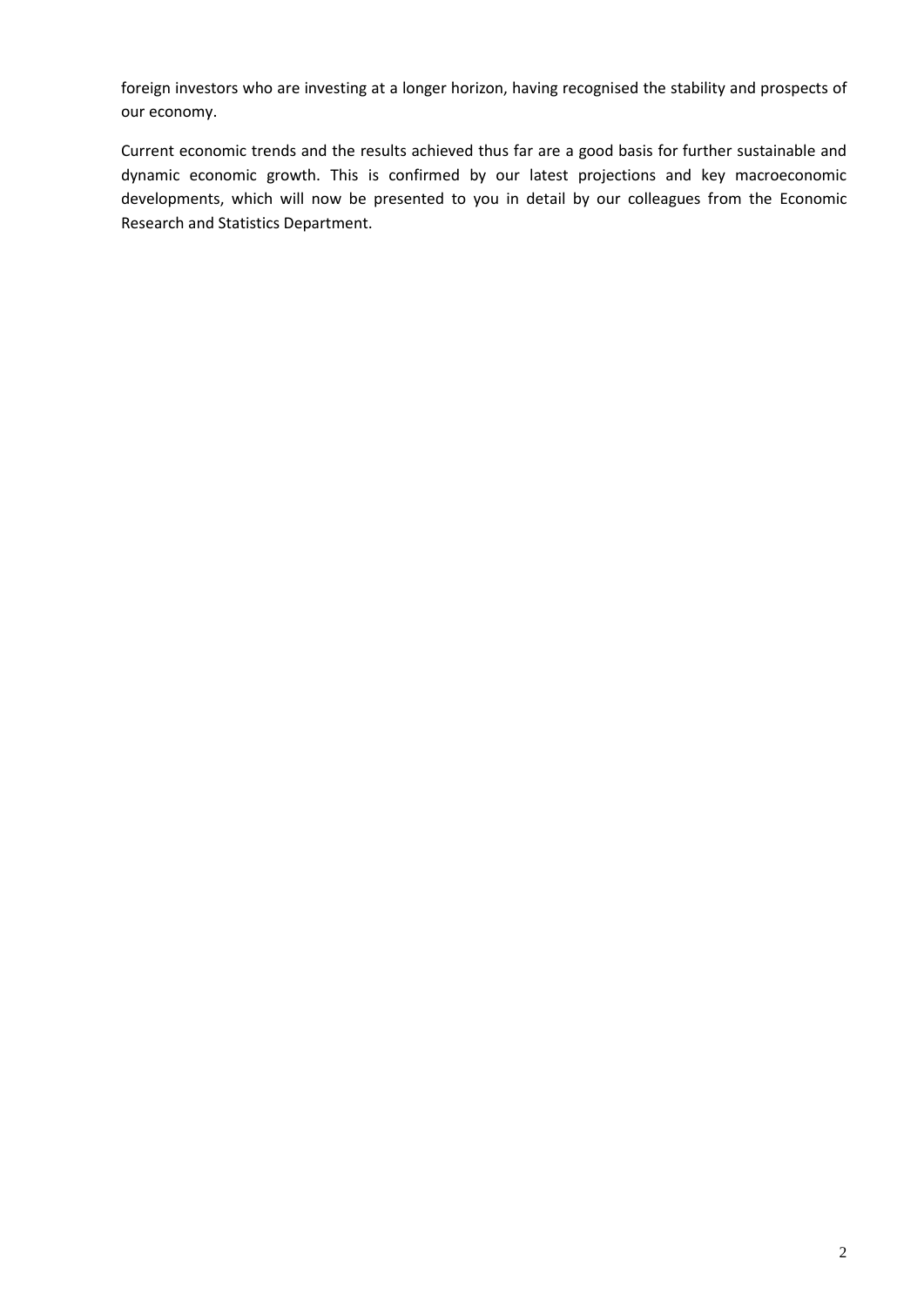foreign investors who are investing at a longer horizon, having recognised the stability and prospects of our economy.

Current economic trends and the results achieved thus far are a good basis for further sustainable and dynamic economic growth. This is confirmed by our latest projections and key macroeconomic developments, which will now be presented to you in detail by our colleagues from the Economic Research and Statistics Department.